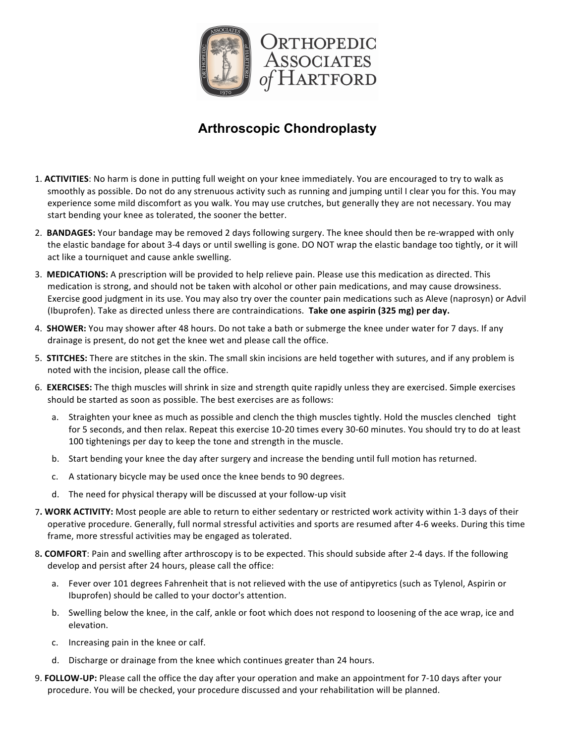# Orthopedic Associates of Hartford

## Arthroscopic Chondroplasty

1. **ACTIVITIES**: No harm is done in putting full weight on your knee immediately. You are encouraged to try to walk as smoothly as possible. Do not do any strenuous activity such as running and jumping until I clear you for this. You may experience some mild discomfort as you walk. You may use crutches, but generally they are not necessary. You may start bending your knee as tolerated, the sooner the better.
2. **BANDAGES:** Your bandage may be removed 2 days following surgery. The knee should then be re-wrapped with only the elastic bandage for about 3-4 days or until swelling is gone. DO NOT wrap the elastic bandage too tightly, or it will act like a tourniquet and cause ankle swelling.
3. **MEDICATIONS:** A prescription will be provided to help relieve pain. Please use this medication as directed. This medication is strong, and should not be taken with alcohol or other pain medications, and may cause drowsiness. Exercise good judgment in its use. You may also try over the counter pain medications such as Aleve (naprosyn) or Advil (Ibuprofen). Take as directed unless there are contraindications. **Take one aspirin (325 mg) per day.**
4. **SHOWER:** You may shower after 48 hours. Do not take a bath or submerge the knee under water for 7 days. If any drainage is present, do not get the knee wet and please call the office.
5. **STITCHES:** There are stitches in the skin. The small skin incisions are held together with sutures, and if any problem is noted with the incision, please call the office.
6. **EXERCISES:** The thigh muscles will shrink in size and strength quite rapidly unless they are exercised. Simple exercises should be started as soon as possible. The best exercises are as follows:
   a. Straighten your knee as much as possible and clench the thigh muscles tightly. Hold the muscles clenched tight for 5 seconds, and then relax. Repeat this exercise 10-20 times every 30-60 minutes. You should try to do at least 100 tightenings per day to keep the tone and strength in the muscle.
   b. Start bending your knee the day after surgery and increase the bending until full motion has returned.
   c. A stationary bicycle may be used once the knee bends to 90 degrees.
   d. The need for physical therapy will be discussed at your follow-up visit
7. **WORK ACTIVITY:** Most people are able to return to either sedentary or restricted work activity within 1-3 days of their operative procedure. Generally, full normal stressful activities and sports are resumed after 4-6 weeks. During this time frame, more stressful activities may be engaged as tolerated.
8. **COMFORT**: Pain and swelling after arthroscopy is to be expected. This should subside after 2-4 days. If the following develop and persist after 24 hours, please call the office:
   a. Fever over 101 degrees Fahrenheit that is not relieved with the use of antipyretics (such as Tylenol, Aspirin or Ibuprofen) should be called to your doctor's attention.
   b. Swelling below the knee, in the calf, ankle or foot which does not respond to loosening of the ace wrap, ice and elevation.
   c. Increasing pain in the knee or calf.
   d. Discharge or drainage from the knee which continues greater than 24 hours.
9. **FOLLOW-UP:** Please call the office the day after your operation and make an appointment for 7-10 days after your procedure. You will be checked, your procedure discussed and your rehabilitation will be planned.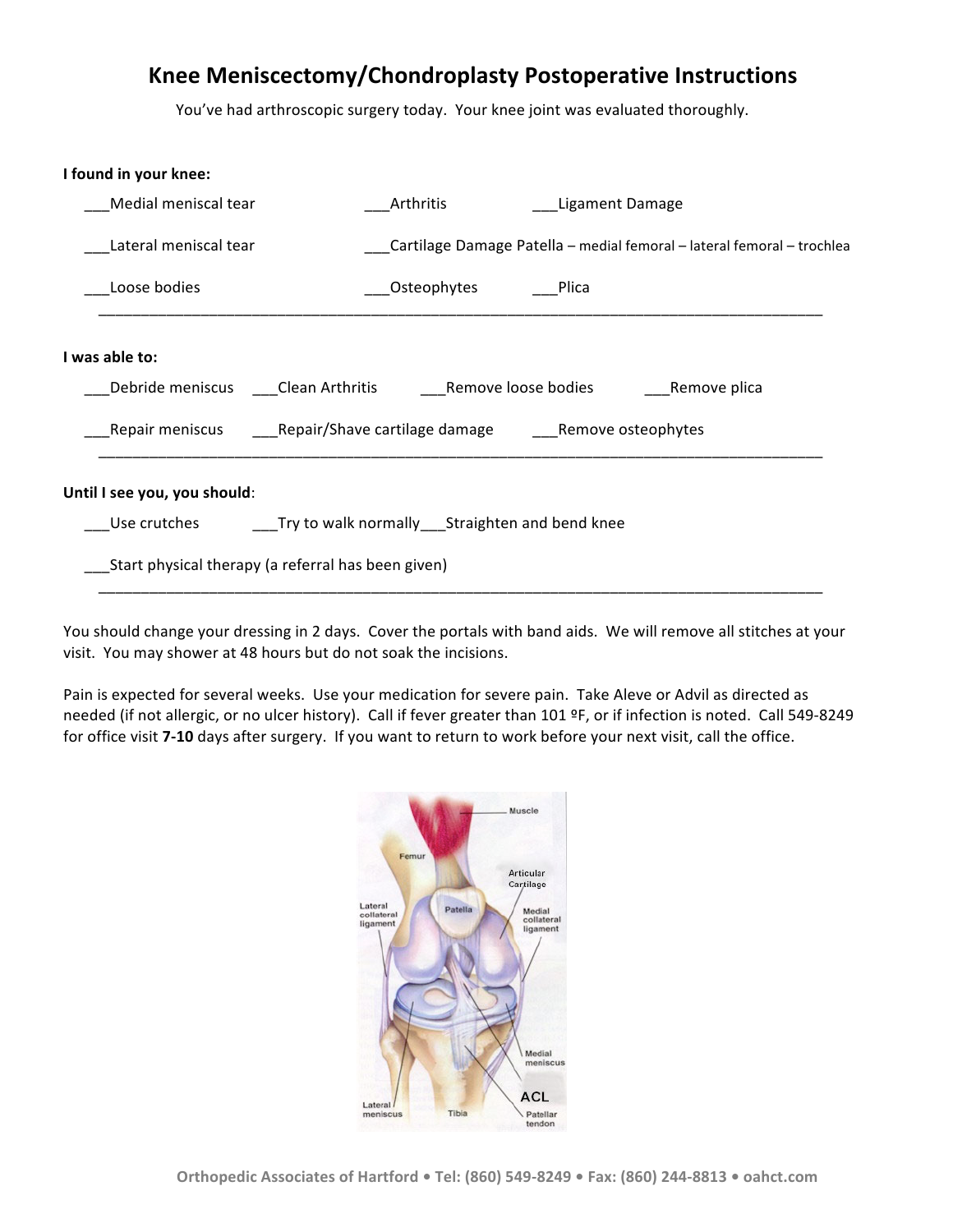# Knee Meniscectomy/Chondroplasty Postoperative Instructions

You've had arthroscopic surgery today. Your knee joint was evaluated thoroughly.

**I found in your knee:**

___Medial meniscal tear ___Arthritis ___Ligament Damage

___Lateral meniscal tear ___Cartilage Damage Patella – medial femoral – lateral femoral – trochlea

___Loose bodies ___Osteophytes ___Plica

______________________________________________________________________________

**I was able to:**

___Debride meniscus ___Clean Arthritis ___Remove loose bodies ___Remove plica

___Repair meniscus ___Repair/Shave cartilage damage ___Remove osteophytes

______________________________________________________________________________

**Until I see you, you should**:

___Use crutches ___Try to walk normally___Straighten and bend knee

___Start physical therapy (a referral has been given)

______________________________________________________________________________

You should change your dressing in 2 days. Cover the portals with band aids. We will remove all stitches at your visit. You may shower at 48 hours but do not soak the incisions.

Pain is expected for several weeks. Use your medication for severe pain. Take Aleve or Advil as directed as needed (if not allergic, or no ulcer history). Call if fever greater than 101 ºF, or if infection is noted. Call 549-8249 for office visit **7-10** days after surgery. If you want to return to work before your next visit, call the office.

Muscle
Femur
Articular Cartilage
Lateral collateral ligament
Patella
Medial collateral ligament
Medial meniscus
ACL
Lateral meniscus
Tibia
Patellar tendon

Orthopedic Associates of Hartford • Tel: (860) 549-8249 • Fax: (860) 244-8813 • oahct.com